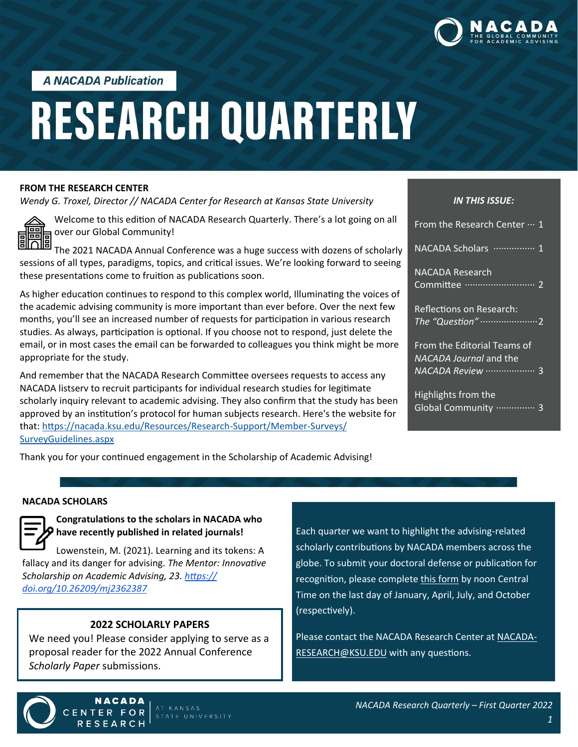A NACADA Publication

# RESEARCH QUARTERLY

**IN THIS ISSUE:**

- From the Research Center ··· 1
- NACADA Scholars ················ 1
- NACADA Research Committee ·························· 2
- Reflections on Research: *The "Question"* ······················ 2
- From the Editorial Teams of *NACADA Journal* and the *NACADA Review* ··················· 3
- Highlights from the Global Community ·············· 3

## FROM THE RESEARCH CENTER

*Wendy G. Troxel, Director // NACADA Center for Research at Kansas State University*

Welcome to this edition of NACADA Research Quarterly. There's a lot going on all over our Global Community!

The 2021 NACADA Annual Conference was a huge success with dozens of scholarly sessions of all types, paradigms, topics, and critical issues. We're looking forward to seeing these presentations come to fruition as publications soon.

As higher education continues to respond to this complex world, Illuminating the voices of the academic advising community is more important than ever before. Over the next few months, you'll see an increased number of requests for participation in various research studies. As always, participation is optional. If you choose not to respond, just delete the email, or in most cases the email can be forwarded to colleagues you think might be more appropriate for the study.

And remember that the NACADA Research Committee oversees requests to access any NACADA listserv to recruit participants for individual research studies for legitimate scholarly inquiry relevant to academic advising. They also confirm that the study has been approved by an institution's protocol for human subjects research. Here's the website for that: https://nacada.ksu.edu/Resources/Research-Support/Member-Surveys/SurveyGuidelines.aspx

Thank you for your continued engagement in the Scholarship of Academic Advising!

## NACADA SCHOLARS

**Congratulations to the scholars in NACADA who have recently published in related journals!**

Lowenstein, M. (2021). Learning and its tokens: A fallacy and its danger for advising. *The Mentor: Innovative Scholarship on Academic Advising, 23.* *https://doi.org/10.26209/mj2362387*

Each quarter we want to highlight the advising-related scholarly contributions by NACADA members across the globe. To submit your doctoral defense or publication for recognition, please complete this form by noon Central Time on the last day of January, April, July, and October (respectively).

Please contact the NACADA Research Center at NACADA-RESEARCH@KSU.EDU with any questions.

### 2022 SCHOLARLY PAPERS

We need you! Please consider applying to serve as a proposal reader for the 2022 Annual Conference *Scholarly Paper* submissions.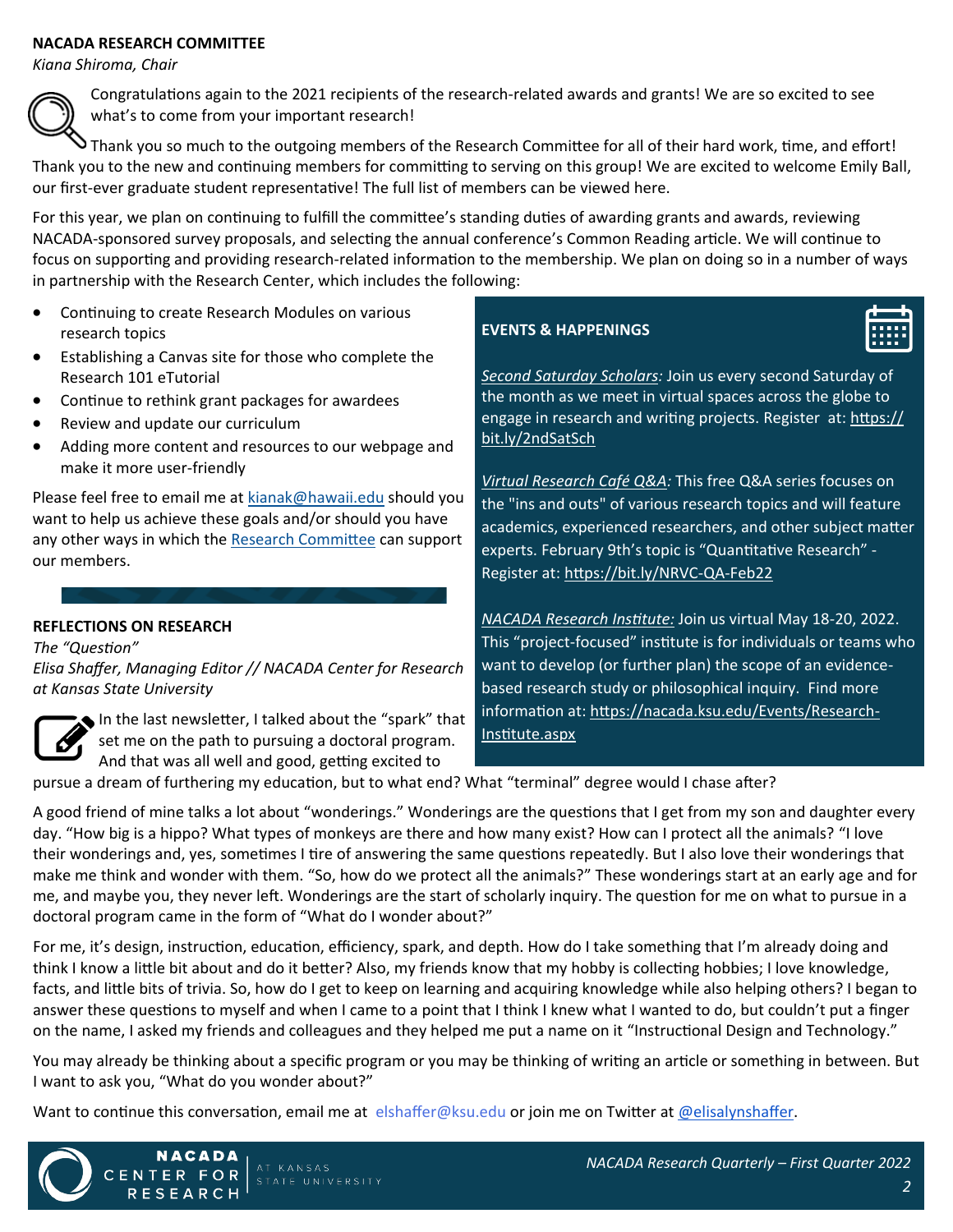## NACADA RESEARCH COMMITTEE

*Kiana Shiroma, Chair*

Congratulations again to the 2021 recipients of the research-related awards and grants! We are so excited to see what's to come from your important research!

Thank you so much to the outgoing members of the Research Committee for all of their hard work, time, and effort! Thank you to the new and continuing members for committing to serving on this group! We are excited to welcome Emily Ball, our first-ever graduate student representative! The full list of members can be viewed here.

For this year, we plan on continuing to fulfill the committee's standing duties of awarding grants and awards, reviewing NACADA-sponsored survey proposals, and selecting the annual conference's Common Reading article. We will continue to focus on supporting and providing research-related information to the membership. We plan on doing so in a number of ways in partnership with the Research Center, which includes the following:

- Continuing to create Research Modules on various research topics
- Establishing a Canvas site for those who complete the Research 101 eTutorial
- Continue to rethink grant packages for awardees
- Review and update our curriculum
- Adding more content and resources to our webpage and make it more user-friendly

Please feel free to email me at kianak@hawaii.edu should you want to help us achieve these goals and/or should you have any other ways in which the Research Committee can support our members.

## EVENTS & HAPPENINGS

*Second Saturday Scholars:* Join us every second Saturday of the month as we meet in virtual spaces across the globe to engage in research and writing projects. Register at: https://bit.ly/2ndSatSch

*Virtual Research Café Q&A:* This free Q&A series focuses on the "ins and outs" of various research topics and will feature academics, experienced researchers, and other subject matter experts. February 9th's topic is "Quantitative Research" - Register at: https://bit.ly/NRVC-QA-Feb22

*NACADA Research Institute:* Join us virtual May 18-20, 2022. This "project-focused" institute is for individuals or teams who want to develop (or further plan) the scope of an evidence-based research study or philosophical inquiry. Find more information at: https://nacada.ksu.edu/Events/Research-Institute.aspx

## REFLECTIONS ON RESEARCH

*The "Question"*

*Elisa Shaffer, Managing Editor // NACADA Center for Research at Kansas State University*

In the last newsletter, I talked about the "spark" that set me on the path to pursuing a doctoral program. And that was all well and good, getting excited to pursue a dream of furthering my education, but to what end? What "terminal" degree would I chase after?

A good friend of mine talks a lot about "wonderings." Wonderings are the questions that I get from my son and daughter every day. "How big is a hippo? What types of monkeys are there and how many exist? How can I protect all the animals? "I love their wonderings and, yes, sometimes I tire of answering the same questions repeatedly. But I also love their wonderings that make me think and wonder with them. "So, how do we protect all the animals?" These wonderings start at an early age and for me, and maybe you, they never left. Wonderings are the start of scholarly inquiry. The question for me on what to pursue in a doctoral program came in the form of "What do I wonder about?"

For me, it's design, instruction, education, efficiency, spark, and depth. How do I take something that I'm already doing and think I know a little bit about and do it better? Also, my friends know that my hobby is collecting hobbies; I love knowledge, facts, and little bits of trivia. So, how do I get to keep on learning and acquiring knowledge while also helping others? I began to answer these questions to myself and when I came to a point that I think I knew what I wanted to do, but couldn't put a finger on the name, I asked my friends and colleagues and they helped me put a name on it "Instructional Design and Technology."

You may already be thinking about a specific program or you may be thinking of writing an article or something in between. But I want to ask you, "What do you wonder about?"

Want to continue this conversation, email me at elshaffer@ksu.edu or join me on Twitter at @elisalynshaffer.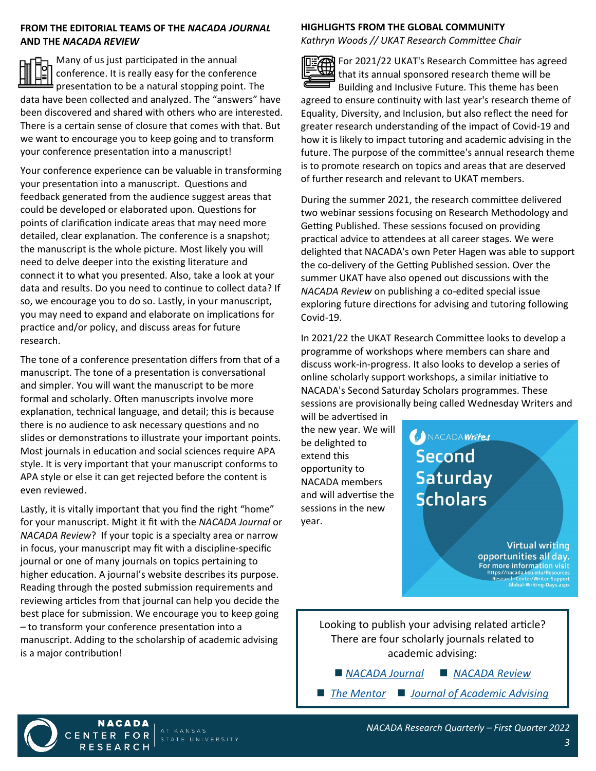## FROM THE EDITORIAL TEAMS OF THE *NACADA JOURNAL* AND THE *NACADA REVIEW*

Many of us just participated in the annual conference. It is really easy for the conference presentation to be a natural stopping point. The data have been collected and analyzed. The "answers" have been discovered and shared with others who are interested. There is a certain sense of closure that comes with that. But we want to encourage you to keep going and to transform your conference presentation into a manuscript!

Your conference experience can be valuable in transforming your presentation into a manuscript. Questions and feedback generated from the audience suggest areas that could be developed or elaborated upon. Questions for points of clarification indicate areas that may need more detailed, clear explanation. The conference is a snapshot; the manuscript is the whole picture. Most likely you will need to delve deeper into the existing literature and connect it to what you presented. Also, take a look at your data and results. Do you need to continue to collect data? If so, we encourage you to do so. Lastly, in your manuscript, you may need to expand and elaborate on implications for practice and/or policy, and discuss areas for future research.

The tone of a conference presentation differs from that of a manuscript. The tone of a presentation is conversational and simpler. You will want the manuscript to be more formal and scholarly. Often manuscripts involve more explanation, technical language, and detail; this is because there is no audience to ask necessary questions and no slides or demonstrations to illustrate your important points. Most journals in education and social sciences require APA style. It is very important that your manuscript conforms to APA style or else it can get rejected before the content is even reviewed.

Lastly, it is vitally important that you find the right "home" for your manuscript. Might it fit with the *NACADA Journal* or *NACADA Review*? If your topic is a specialty area or narrow in focus, your manuscript may fit with a discipline-specific journal or one of many journals on topics pertaining to higher education. A journal's website describes its purpose. Reading through the posted submission requirements and reviewing articles from that journal can help you decide the best place for submission. We encourage you to keep going – to transform your conference presentation into a manuscript. Adding to the scholarship of academic advising is a major contribution!

## HIGHLIGHTS FROM THE GLOBAL COMMUNITY

*Kathryn Woods // UKAT Research Committee Chair*

For 2021/22 UKAT's Research Committee has agreed that its annual sponsored research theme will be Building and Inclusive Future. This theme has been agreed to ensure continuity with last year's research theme of Equality, Diversity, and Inclusion, but also reflect the need for greater research understanding of the impact of Covid-19 and how it is likely to impact tutoring and academic advising in the future. The purpose of the committee's annual research theme is to promote research on topics and areas that are deserved of further research and relevant to UKAT members.

During the summer 2021, the research committee delivered two webinar sessions focusing on Research Methodology and Getting Published. These sessions focused on providing practical advice to attendees at all career stages. We were delighted that NACADA's own Peter Hagen was able to support the co-delivery of the Getting Published session. Over the summer UKAT have also opened out discussions with the *NACADA Review* on publishing a co-edited special issue exploring future directions for advising and tutoring following Covid-19.

In 2021/22 the UKAT Research Committee looks to develop a programme of workshops where members can share and discuss work-in-progress. It also looks to develop a series of online scholarly support workshops, a similar initiative to NACADA's Second Saturday Scholars programmes. These sessions are provisionally being called Wednesday Writers and will be advertised in the new year. We will be delighted to extend this opportunity to NACADA members and will advertise the sessions in the new year.

NACADA *Writes*

Second Saturday Scholars

Virtual writing opportunities all day.

For more information visit https://nacada.ksu.edu/Resources Research-Center/Writer-Support Global-Writing-Days.aspx

Looking to publish your advising related article? There are four scholarly journals related to academic advising:

- *NACADA Journal*
- *NACADA Review*
- *The Mentor*
- *Journal of Academic Advising*